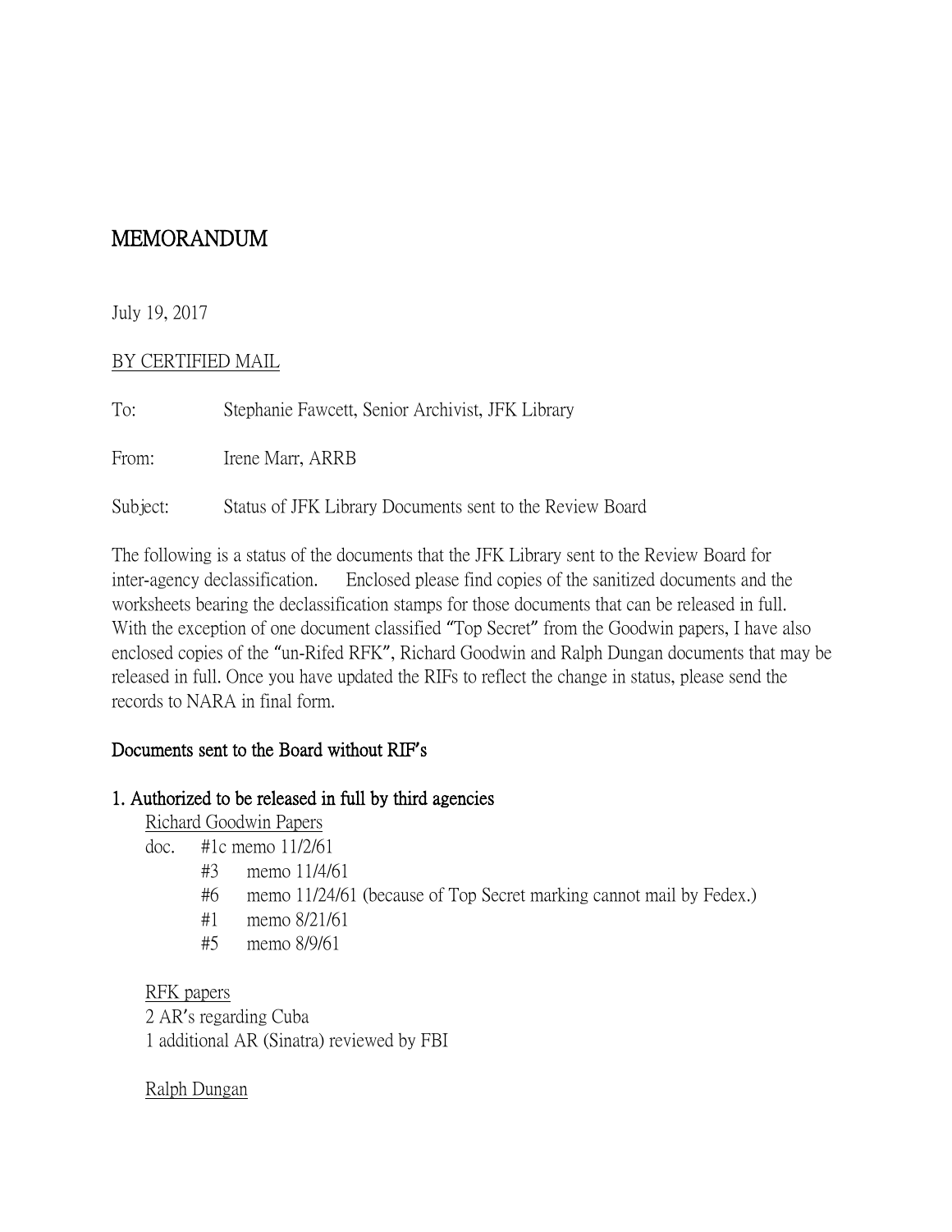# MEMORANDUM

July 19, 2017

BY CERTIFIED MAIL

To: Stephanie Fawcett, Senior Archivist, JFK Library

From: Irene Marr, ARRB

Subject: Status of JFK Library Documents sent to the Review Board

The following is a status of the documents that the JFK Library sent to the Review Board for inter-agency declassification. Enclosed please find copies of the sanitized documents and the worksheets bearing the declassification stamps for those documents that can be released in full. With the exception of one document classified "Top Secret" from the Goodwin papers, I have also enclosed copies of the "un-Rifed RFK", Richard Goodwin and Ralph Dungan documents that may be released in full. Once you have updated the RIFs to reflect the change in status, please send the records to NARA in final form.

## Documents sent to the Board without RIF's

### 1. Authorized to be released in full by third agencies

Richard Goodwin Papers

doc. #1c memo 11/2/61
- #3 memo 11/4/61
- #6 memo 11/24/61 (because of Top Secret marking cannot mail by Fedex.)
- #1 memo 8/21/61
- #5 memo 8/9/61

RFK papers

2 AR's regarding Cuba
1 additional AR (Sinatra) reviewed by FBI

Ralph Dungan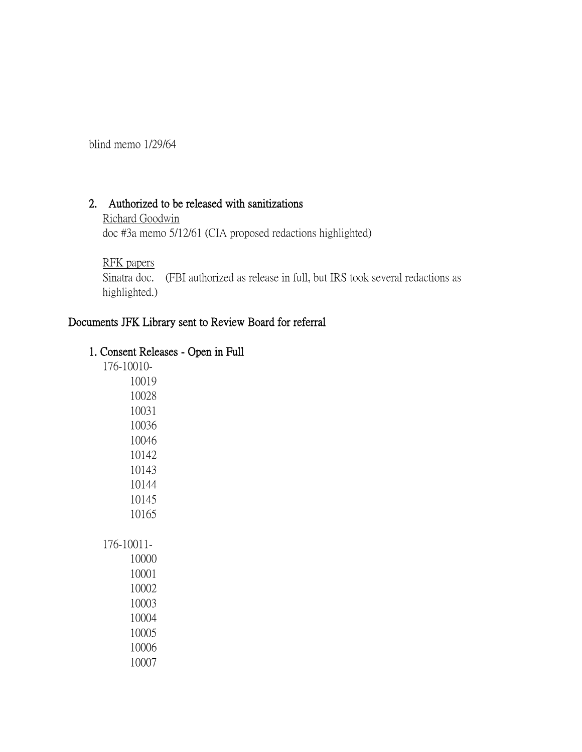blind memo 1/29/64

### 2. Authorized to be released with sanitizations

Richard Goodwin

doc #3a memo 5/12/61 (CIA proposed redactions highlighted)

RFK papers

Sinatra doc. (FBI authorized as release in full, but IRS took several redactions as highlighted.)

## Documents JFK Library sent to Review Board for referral

### 1. Consent Releases - Open in Full

176-10010-

- 10019
- 10028
- 10031
- 10036
- 10046
- 10142
- 10143
- 10144
- 10145
- 10165

176-10011-

- 10000
- 10001
- 10002
- 10003
- 10004
- 10005
- 10006
- 10007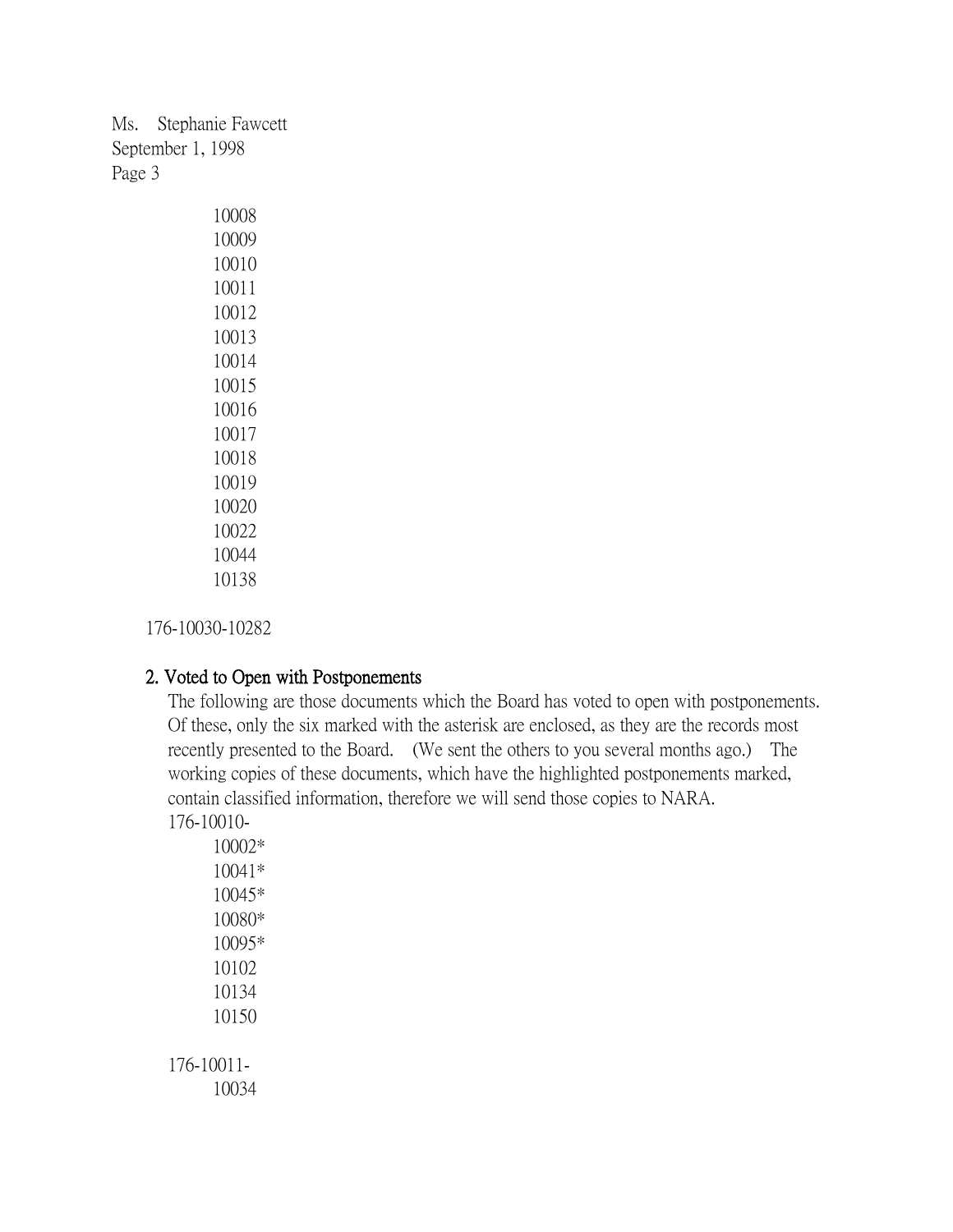10008
10009
10010
10011
10012
10013
10014
10015
10016
10017
10018
10019
10020
10022
10044
10138

176-10030-10282

## 2. Voted to Open with Postponements

The following are those documents which the Board has voted to open with postponements. Of these, only the six marked with the asterisk are enclosed, as they are the records most recently presented to the Board. (We sent the others to you several months ago.) The working copies of these documents, which have the highlighted postponements marked, contain classified information, therefore we will send those copies to NARA.

176-10010-

10002*
10041*
10045*
10080*
10095*
10102
10134
10150

176-10011-

10034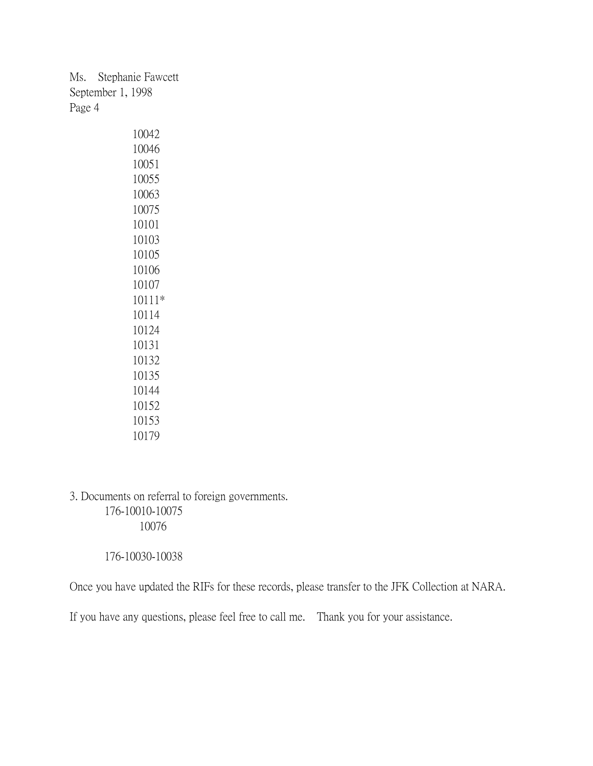Ms. Stephanie Fawcett
September 1, 1998
Page 4

10042
10046
10051
10055
10063
10075
10101
10103
10105
10106
10107
10111*
10114
10124
10131
10132
10135
10144
10152
10153
10179

3. Documents on referral to foreign governments.

176-10010-10075
10076

176-10030-10038

Once you have updated the RIFs for these records, please transfer to the JFK Collection at NARA.

If you have any questions, please feel free to call me. Thank you for your assistance.